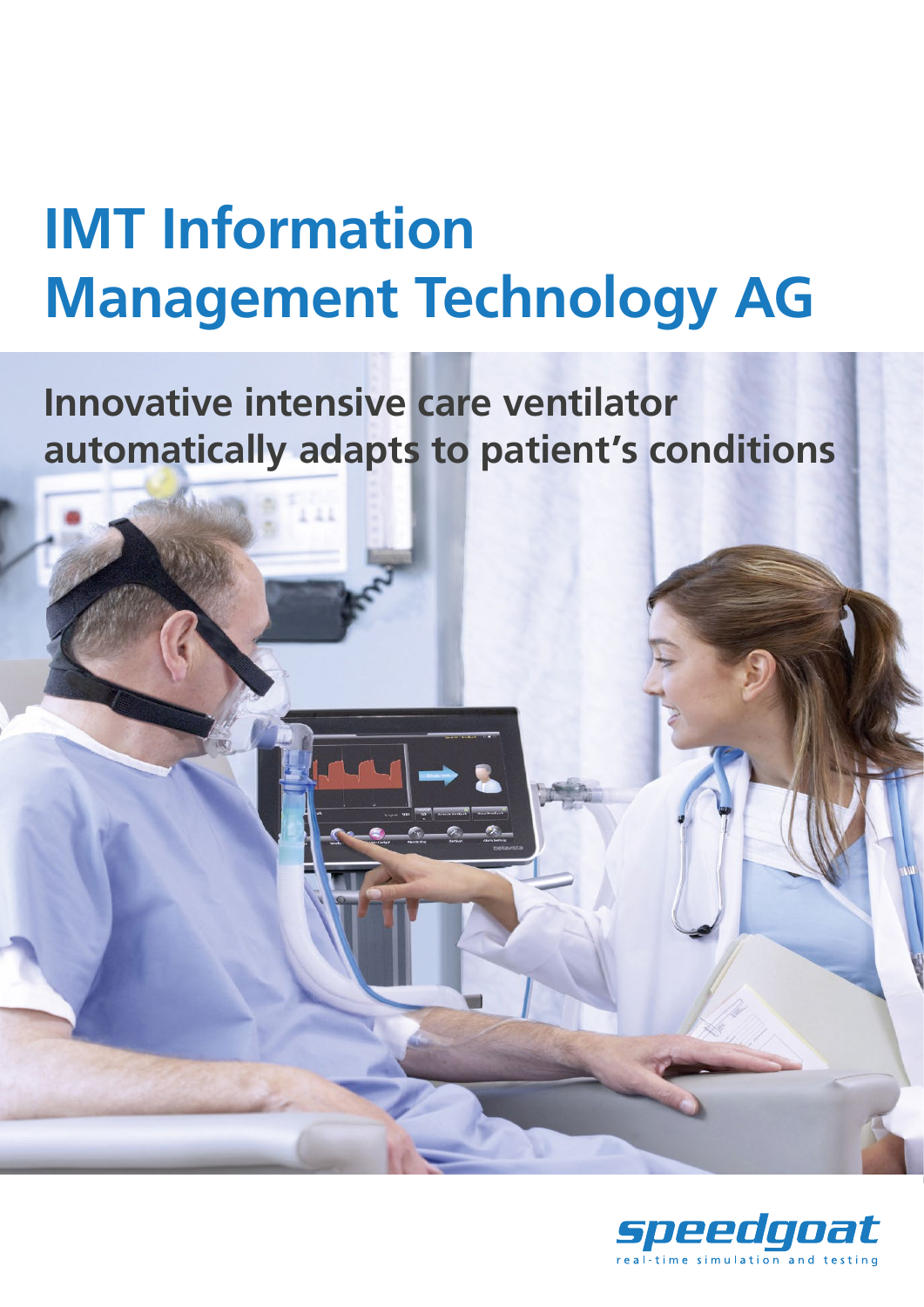# IMT Information Management Technology AG

## Innovative intensive care ventilator automatically adapts to patient's conditions

speedgoat

real-time simulation and testing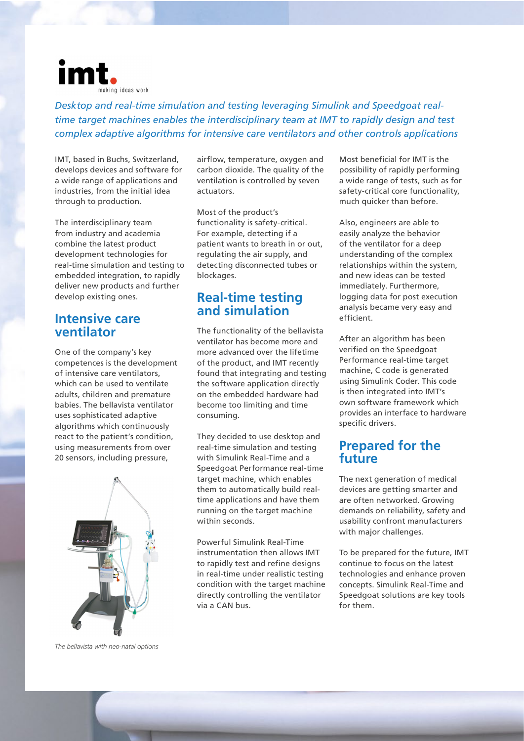imt. making ideas work

*Desktop and real-time simulation and testing leveraging Simulink and Speedgoat real-time target machines enables the interdisciplinary team at IMT to rapidly design and test complex adaptive algorithms for intensive care ventilators and other controls applications*

IMT, based in Buchs, Switzerland, develops devices and software for a wide range of applications and industries, from the initial idea through to production.

The interdisciplinary team from industry and academia combine the latest product development technologies for real-time simulation and testing to embedded integration, to rapidly deliver new products and further develop existing ones.

## Intensive care ventilator

One of the company's key competences is the development of intensive care ventilators, which can be used to ventilate adults, children and premature babies. The bellavista ventilator uses sophisticated adaptive algorithms which continuously react to the patient's condition, using measurements from over 20 sensors, including pressure, airflow, temperature, oxygen and carbon dioxide. The quality of the ventilation is controlled by seven actuators.

*The bellavista with neo-natal options*

Most of the product's functionality is safety-critical. For example, detecting if a patient wants to breath in or out, regulating the air supply, and detecting disconnected tubes or blockages.

## Real-time testing and simulation

The functionality of the bellavista ventilator has become more and more advanced over the lifetime of the product, and IMT recently found that integrating and testing the software application directly on the embedded hardware had become too limiting and time consuming.

They decided to use desktop and real-time simulation and testing with Simulink Real-Time and a Speedgoat Performance real-time target machine, which enables them to automatically build real-time applications and have them running on the target machine within seconds.

Powerful Simulink Real-Time instrumentation then allows IMT to rapidly test and refine designs in real-time under realistic testing condition with the target machine directly controlling the ventilator via a CAN bus.

Most beneficial for IMT is the possibility of rapidly performing a wide range of tests, such as for safety-critical core functionality, much quicker than before.

Also, engineers are able to easily analyze the behavior of the ventilator for a deep understanding of the complex relationships within the system, and new ideas can be tested immediately. Furthermore, logging data for post execution analysis became very easy and efficient.

After an algorithm has been verified on the Speedgoat Performance real-time target machine, C code is generated using Simulink Coder. This code is then integrated into IMT's own software framework which provides an interface to hardware specific drivers.

## Prepared for the future

The next generation of medical devices are getting smarter and are often networked. Growing demands on reliability, safety and usability confront manufacturers with major challenges.

To be prepared for the future, IMT continue to focus on the latest technologies and enhance proven concepts. Simulink Real-Time and Speedgoat solutions are key tools for them.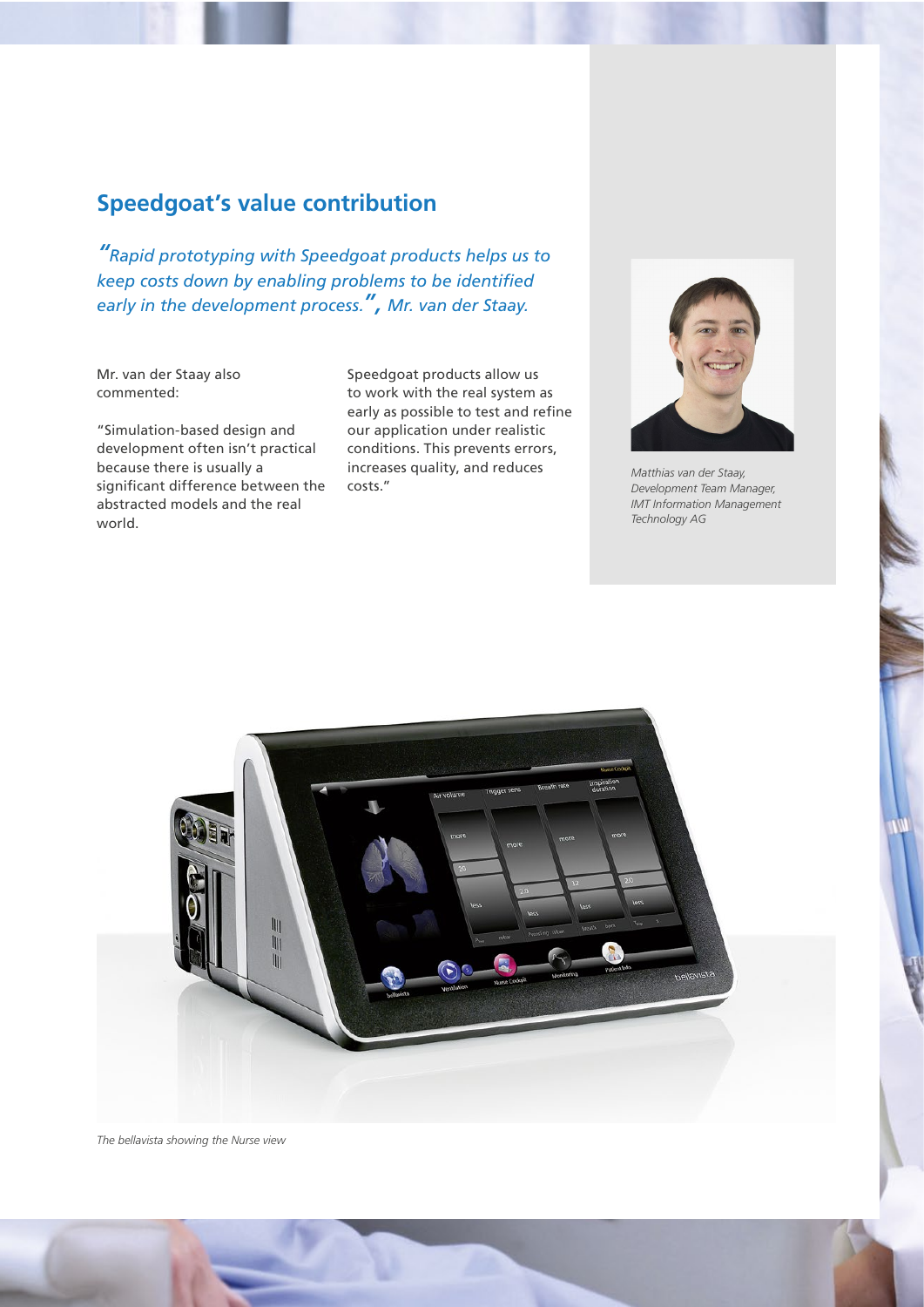## Speedgoat's value contribution

*"Rapid prototyping with Speedgoat products helps us to keep costs down by enabling problems to be identified early in the development process.", Mr. van der Staay.*

Mr. van der Staay also commented:

"Simulation-based design and development often isn't practical because there is usually a significant difference between the abstracted models and the real world.

Speedgoat products allow us to work with the real system as early as possible to test and refine our application under realistic conditions. This prevents errors, increases quality, and reduces costs."

*Matthias van der Staay, Development Team Manager, IMT Information Management Technology AG*

*The bellavista showing the Nurse view*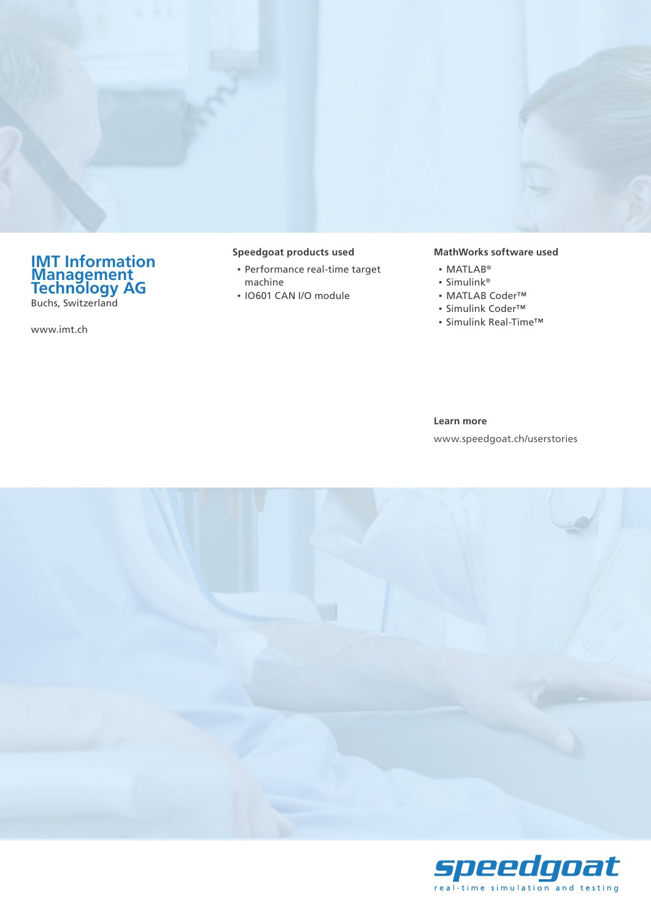## IMT Information Management Technology AG

Buchs, Switzerland

www.imt.ch

**Speedgoat products used**

- Performance real-time target machine
- IO601 CAN I/O module

**MathWorks software used**

- MATLAB®
- Simulink®
- MATLAB Coder™
- Simulink Coder™
- Simulink Real-Time™

**Learn more**

www.speedgoat.ch/userstories

speedgoat

real-time simulation and testing